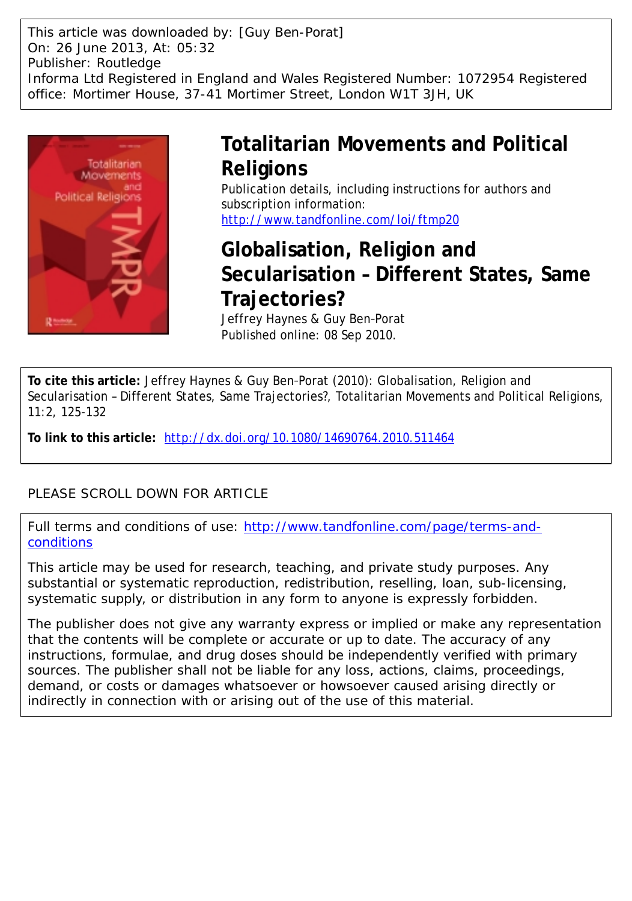This article was downloaded by: [Guy Ben-Porat]
On: 26 June 2013, At: 05:32
Publisher: Routledge
Informa Ltd Registered in England and Wales Registered Number: 1072954 Registered office: Mortimer House, 37-41 Mortimer Street, London W1T 3JH, UK

# Totalitarian Movements and Political Religions

Publication details, including instructions for authors and subscription information:
http://www.tandfonline.com/loi/ftmp20

## Globalisation, Religion and Secularisation – Different States, Same Trajectories?

Jeffrey Haynes & Guy Ben-Porat
Published online: 08 Sep 2010.

**To cite this article:** Jeffrey Haynes & Guy Ben-Porat (2010): Globalisation, Religion and Secularisation – Different States, Same Trajectories?, Totalitarian Movements and Political Religions, 11:2, 125-132

**To link to this article:** http://dx.doi.org/10.1080/14690764.2010.511464

PLEASE SCROLL DOWN FOR ARTICLE

Full terms and conditions of use: http://www.tandfonline.com/page/terms-and-conditions

This article may be used for research, teaching, and private study purposes. Any substantial or systematic reproduction, redistribution, reselling, loan, sub-licensing, systematic supply, or distribution in any form to anyone is expressly forbidden.

The publisher does not give any warranty express or implied or make any representation that the contents will be complete or accurate or up to date. The accuracy of any instructions, formulae, and drug doses should be independently verified with primary sources. The publisher shall not be liable for any loss, actions, claims, proceedings, demand, or costs or damages whatsoever or howsoever caused arising directly or indirectly in connection with or arising out of the use of this material.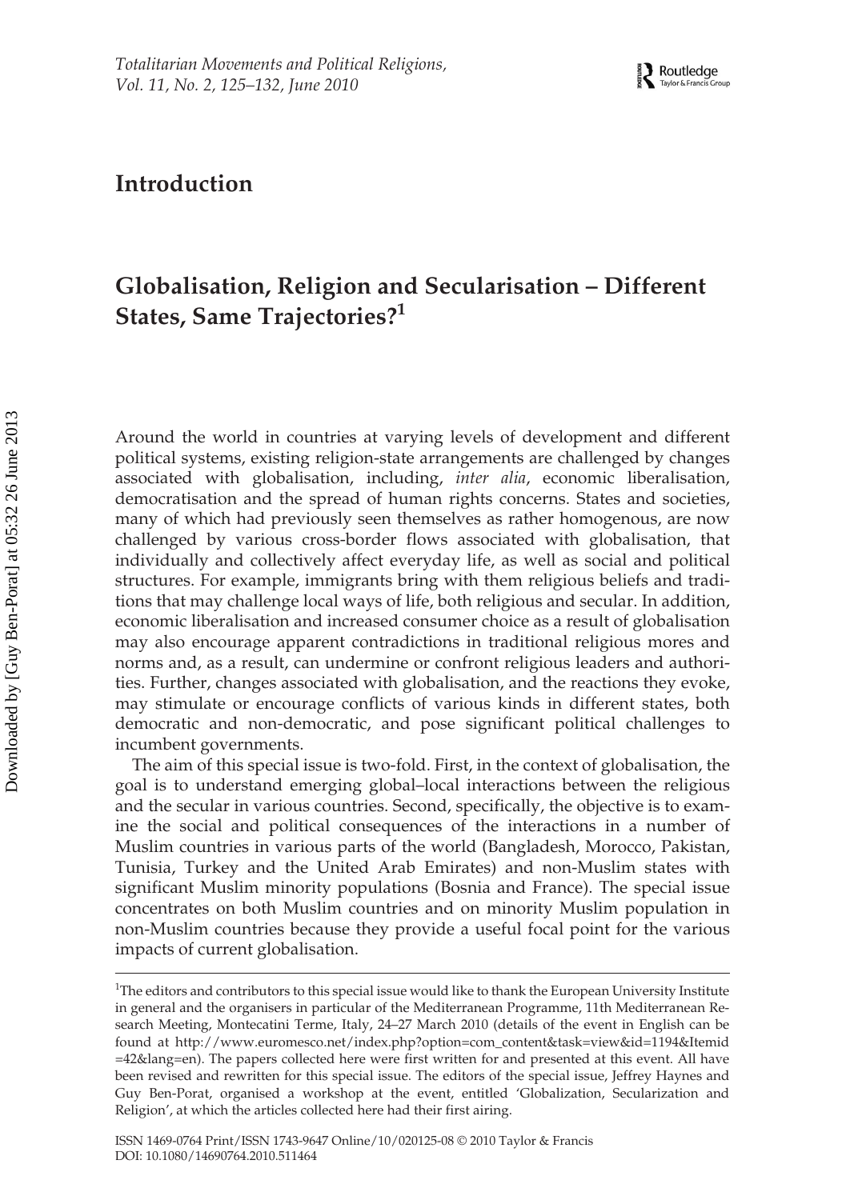# Introduction

## Globalisation, Religion and Secularisation – Different States, Same Trajectories?[1]

Around the world in countries at varying levels of development and different political systems, existing religion-state arrangements are challenged by changes associated with globalisation, including, *inter alia*, economic liberalisation, democratisation and the spread of human rights concerns. States and societies, many of which had previously seen themselves as rather homogenous, are now challenged by various cross-border flows associated with globalisation, that individually and collectively affect everyday life, as well as social and political structures. For example, immigrants bring with them religious beliefs and traditions that may challenge local ways of life, both religious and secular. In addition, economic liberalisation and increased consumer choice as a result of globalisation may also encourage apparent contradictions in traditional religious mores and norms and, as a result, can undermine or confront religious leaders and authorities. Further, changes associated with globalisation, and the reactions they evoke, may stimulate or encourage conflicts of various kinds in different states, both democratic and non-democratic, and pose significant political challenges to incumbent governments.

The aim of this special issue is two-fold. First, in the context of globalisation, the goal is to understand emerging global–local interactions between the religious and the secular in various countries. Second, specifically, the objective is to examine the social and political consequences of the interactions in a number of Muslim countries in various parts of the world (Bangladesh, Morocco, Pakistan, Tunisia, Turkey and the United Arab Emirates) and non-Muslim states with significant Muslim minority populations (Bosnia and France). The special issue concentrates on both Muslim countries and on minority Muslim population in non-Muslim countries because they provide a useful focal point for the various impacts of current globalisation.

[1]The editors and contributors to this special issue would like to thank the European University Institute in general and the organisers in particular of the Mediterranean Programme, 11th Mediterranean Research Meeting, Montecatini Terme, Italy, 24–27 March 2010 (details of the event in English can be found at http://www.euromesco.net/index.php?option=com_content&task=view&id=1194&Itemid=42&lang=en). The papers collected here were first written for and presented at this event. All have been revised and rewritten for this special issue. The editors of the special issue, Jeffrey Haynes and Guy Ben-Porat, organised a workshop at the event, entitled 'Globalization, Secularization and Religion', at which the articles collected here had their first airing.

ISSN 1469-0764 Print/ISSN 1743-9647 Online/10/020125-08 © 2010 Taylor & Francis
DOI: 10.1080/14690764.2010.511464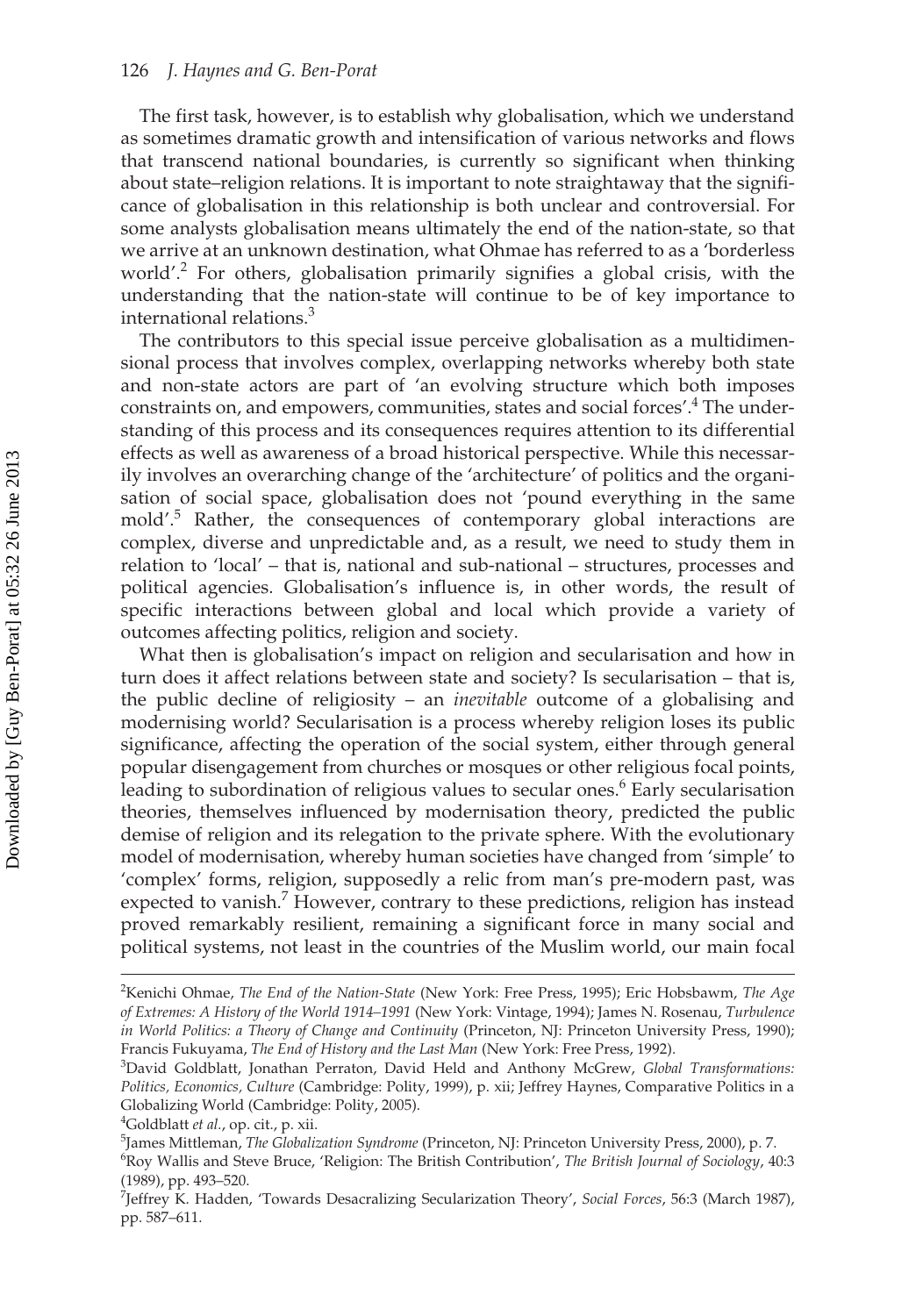The first task, however, is to establish why globalisation, which we understand as sometimes dramatic growth and intensification of various networks and flows that transcend national boundaries, is currently so significant when thinking about state–religion relations. It is important to note straightaway that the significance of globalisation in this relationship is both unclear and controversial. For some analysts globalisation means ultimately the end of the nation-state, so that we arrive at an unknown destination, what Ohmae has referred to as a 'borderless world'.[2] For others, globalisation primarily signifies a global crisis, with the understanding that the nation-state will continue to be of key importance to international relations.[3]

The contributors to this special issue perceive globalisation as a multidimensional process that involves complex, overlapping networks whereby both state and non-state actors are part of 'an evolving structure which both imposes constraints on, and empowers, communities, states and social forces'.[4] The understanding of this process and its consequences requires attention to its differential effects as well as awareness of a broad historical perspective. While this necessarily involves an overarching change of the 'architecture' of politics and the organisation of social space, globalisation does not 'pound everything in the same mold'.[5] Rather, the consequences of contemporary global interactions are complex, diverse and unpredictable and, as a result, we need to study them in relation to 'local' – that is, national and sub-national – structures, processes and political agencies. Globalisation's influence is, in other words, the result of specific interactions between global and local which provide a variety of outcomes affecting politics, religion and society.

What then is globalisation's impact on religion and secularisation and how in turn does it affect relations between state and society? Is secularisation – that is, the public decline of religiosity – an *inevitable* outcome of a globalising and modernising world? Secularisation is a process whereby religion loses its public significance, affecting the operation of the social system, either through general popular disengagement from churches or mosques or other religious focal points, leading to subordination of religious values to secular ones.[6] Early secularisation theories, themselves influenced by modernisation theory, predicted the public demise of religion and its relegation to the private sphere. With the evolutionary model of modernisation, whereby human societies have changed from 'simple' to 'complex' forms, religion, supposedly a relic from man's pre-modern past, was expected to vanish.[7] However, contrary to these predictions, religion has instead proved remarkably resilient, remaining a significant force in many social and political systems, not least in the countries of the Muslim world, our main focal

---

[2]Kenichi Ohmae, *The End of the Nation-State* (New York: Free Press, 1995); Eric Hobsbawm, *The Age of Extremes: A History of the World 1914–1991* (New York: Vintage, 1994); James N. Rosenau, *Turbulence in World Politics: a Theory of Change and Continuity* (Princeton, NJ: Princeton University Press, 1990); Francis Fukuyama, *The End of History and the Last Man* (New York: Free Press, 1992).

[3]David Goldblatt, Jonathan Perraton, David Held and Anthony McGrew, *Global Transformations: Politics, Economics, Culture* (Cambridge: Polity, 1999), p. xii; Jeffrey Haynes, Comparative Politics in a Globalizing World (Cambridge: Polity, 2005).

[4]Goldblatt *et al.*, op. cit., p. xii.

[5]James Mittleman, *The Globalization Syndrome* (Princeton, NJ: Princeton University Press, 2000), p. 7.

[6]Roy Wallis and Steve Bruce, 'Religion: The British Contribution', *The British Journal of Sociology*, 40:3 (1989), pp. 493–520.

[7]Jeffrey K. Hadden, 'Towards Desacralizing Secularization Theory', *Social Forces*, 56:3 (March 1987), pp. 587–611.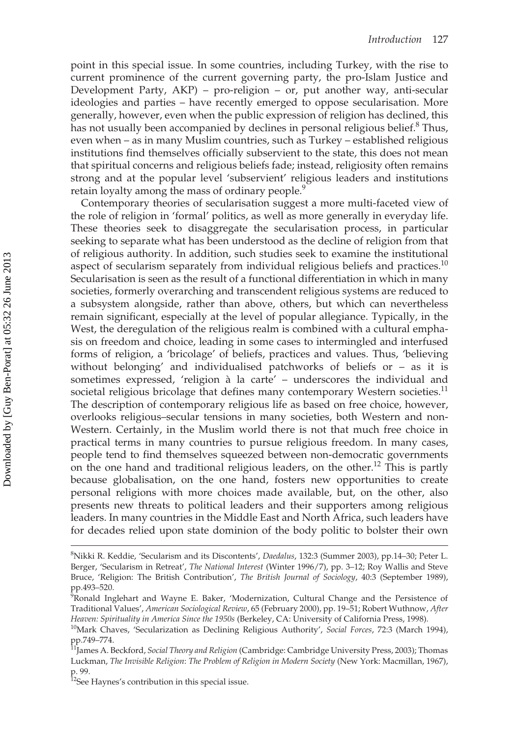point in this special issue. In some countries, including Turkey, with the rise to current prominence of the current governing party, the pro-Islam Justice and Development Party, AKP) – pro-religion – or, put another way, anti-secular ideologies and parties – have recently emerged to oppose secularisation. More generally, however, even when the public expression of religion has declined, this has not usually been accompanied by declines in personal religious belief.[8] Thus, even when – as in many Muslim countries, such as Turkey – established religious institutions find themselves officially subservient to the state, this does not mean that spiritual concerns and religious beliefs fade; instead, religiosity often remains strong and at the popular level 'subservient' religious leaders and institutions retain loyalty among the mass of ordinary people.[9]

Contemporary theories of secularisation suggest a more multi-faceted view of the role of religion in 'formal' politics, as well as more generally in everyday life. These theories seek to disaggregate the secularisation process, in particular seeking to separate what has been understood as the decline of religion from that of religious authority. In addition, such studies seek to examine the institutional aspect of secularism separately from individual religious beliefs and practices.[10] Secularisation is seen as the result of a functional differentiation in which in many societies, formerly overarching and transcendent religious systems are reduced to a subsystem alongside, rather than above, others, but which can nevertheless remain significant, especially at the level of popular allegiance. Typically, in the West, the deregulation of the religious realm is combined with a cultural emphasis on freedom and choice, leading in some cases to intermingled and interfused forms of religion, a 'bricolage' of beliefs, practices and values. Thus, 'believing without belonging' and individualised patchworks of beliefs or – as it is sometimes expressed, 'religion à la carte' – underscores the individual and societal religious bricolage that defines many contemporary Western societies.[11] The description of contemporary religious life as based on free choice, however, overlooks religious–secular tensions in many societies, both Western and non-Western. Certainly, in the Muslim world there is not that much free choice in practical terms in many countries to pursue religious freedom. In many cases, people tend to find themselves squeezed between non-democratic governments on the one hand and traditional religious leaders, on the other.[12] This is partly because globalisation, on the one hand, fosters new opportunities to create personal religions with more choices made available, but, on the other, also presents new threats to political leaders and their supporters among religious leaders. In many countries in the Middle East and North Africa, such leaders have for decades relied upon state dominion of the body politic to bolster their own

---

[8]Nikki R. Keddie, 'Secularism and its Discontents', *Daedalus*, 132:3 (Summer 2003), pp.14–30; Peter L. Berger, 'Secularism in Retreat', *The National Interest* (Winter 1996/7), pp. 3–12; Roy Wallis and Steve Bruce, 'Religion: The British Contribution', *The British Journal of Sociology*, 40:3 (September 1989), pp.493–520.

[9]Ronald Inglehart and Wayne E. Baker, 'Modernization, Cultural Change and the Persistence of Traditional Values', *American Sociological Review*, 65 (February 2000), pp. 19–51; Robert Wuthnow, *After Heaven: Spirituality in America Since the 1950s* (Berkeley, CA: University of California Press, 1998).

[10]Mark Chaves, 'Secularization as Declining Religious Authority', *Social Forces*, 72:3 (March 1994), pp.749–774.

[11]James A. Beckford, *Social Theory and Religion* (Cambridge: Cambridge University Press, 2003); Thomas Luckman, *The Invisible Religion*: *The Problem of Religion in Modern Society* (New York: Macmillan, 1967), p. 99.

[12]See Haynes's contribution in this special issue.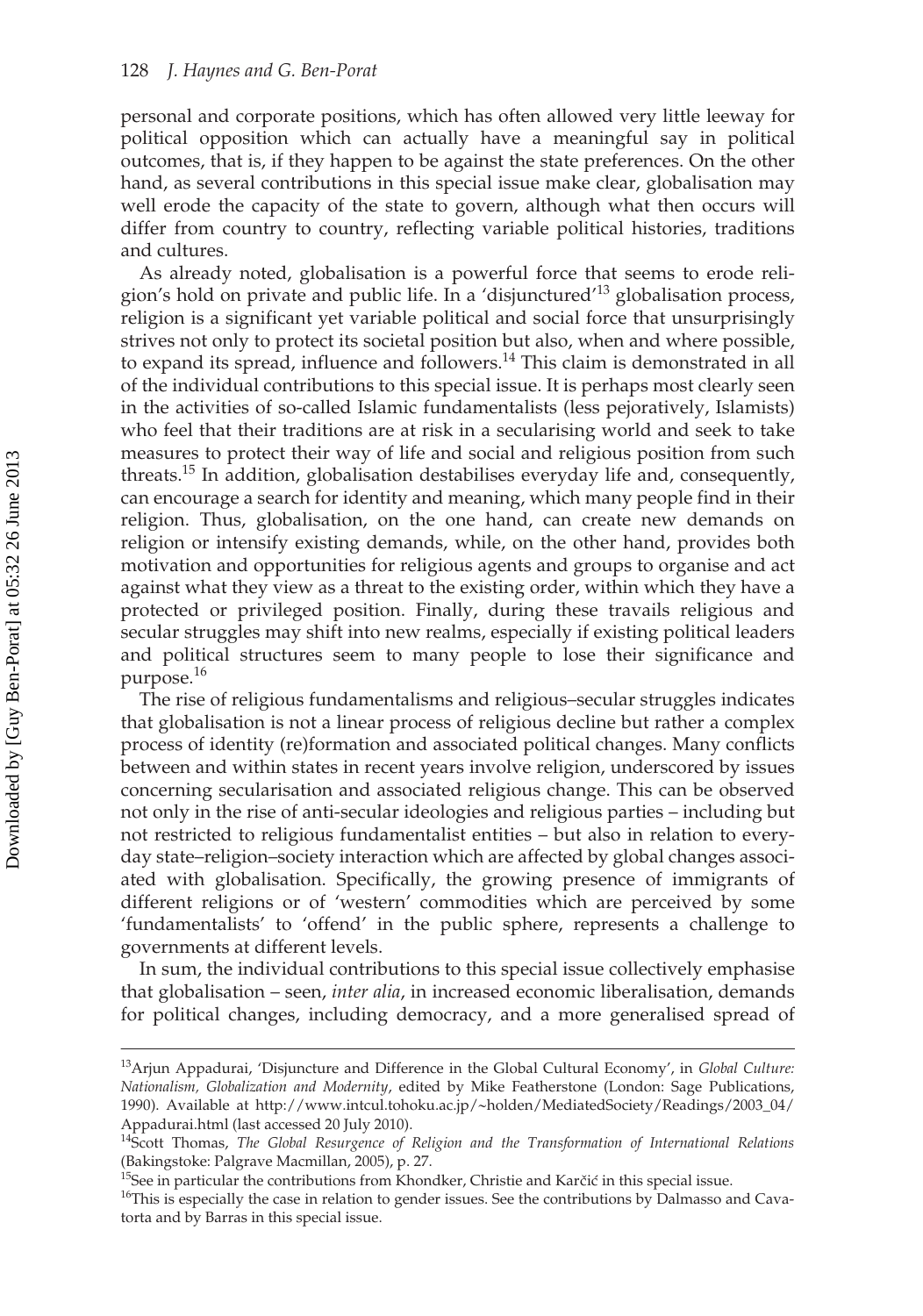personal and corporate positions, which has often allowed very little leeway for political opposition which can actually have a meaningful say in political outcomes, that is, if they happen to be against the state preferences. On the other hand, as several contributions in this special issue make clear, globalisation may well erode the capacity of the state to govern, although what then occurs will differ from country to country, reflecting variable political histories, traditions and cultures.

As already noted, globalisation is a powerful force that seems to erode religion's hold on private and public life. In a 'disjunctured'[13] globalisation process, religion is a significant yet variable political and social force that unsurprisingly strives not only to protect its societal position but also, when and where possible, to expand its spread, influence and followers.[14] This claim is demonstrated in all of the individual contributions to this special issue. It is perhaps most clearly seen in the activities of so-called Islamic fundamentalists (less pejoratively, Islamists) who feel that their traditions are at risk in a secularising world and seek to take measures to protect their way of life and social and religious position from such threats.[15] In addition, globalisation destabilises everyday life and, consequently, can encourage a search for identity and meaning, which many people find in their religion. Thus, globalisation, on the one hand, can create new demands on religion or intensify existing demands, while, on the other hand, provides both motivation and opportunities for religious agents and groups to organise and act against what they view as a threat to the existing order, within which they have a protected or privileged position. Finally, during these travails religious and secular struggles may shift into new realms, especially if existing political leaders and political structures seem to many people to lose their significance and purpose.[16]

The rise of religious fundamentalisms and religious–secular struggles indicates that globalisation is not a linear process of religious decline but rather a complex process of identity (re)formation and associated political changes. Many conflicts between and within states in recent years involve religion, underscored by issues concerning secularisation and associated religious change. This can be observed not only in the rise of anti-secular ideologies and religious parties – including but not restricted to religious fundamentalist entities – but also in relation to everyday state–religion–society interaction which are affected by global changes associated with globalisation. Specifically, the growing presence of immigrants of different religions or of 'western' commodities which are perceived by some 'fundamentalists' to 'offend' in the public sphere, represents a challenge to governments at different levels.

In sum, the individual contributions to this special issue collectively emphasise that globalisation – seen, *inter alia*, in increased economic liberalisation, demands for political changes, including democracy, and a more generalised spread of

---

[13]Arjun Appadurai, 'Disjuncture and Difference in the Global Cultural Economy', in *Global Culture: Nationalism, Globalization and Modernity*, edited by Mike Featherstone (London: Sage Publications, 1990). Available at http://www.intcul.tohoku.ac.jp/~holden/MediatedSociety/Readings/2003_04/Appadurai.html (last accessed 20 July 2010).

[14]Scott Thomas, *The Global Resurgence of Religion and the Transformation of International Relations* (Bakingstoke: Palgrave Macmillan, 2005), p. 27.

[15]See in particular the contributions from Khondker, Christie and Karčić in this special issue.

[16]This is especially the case in relation to gender issues. See the contributions by Dalmasso and Cavatorta and by Barras in this special issue.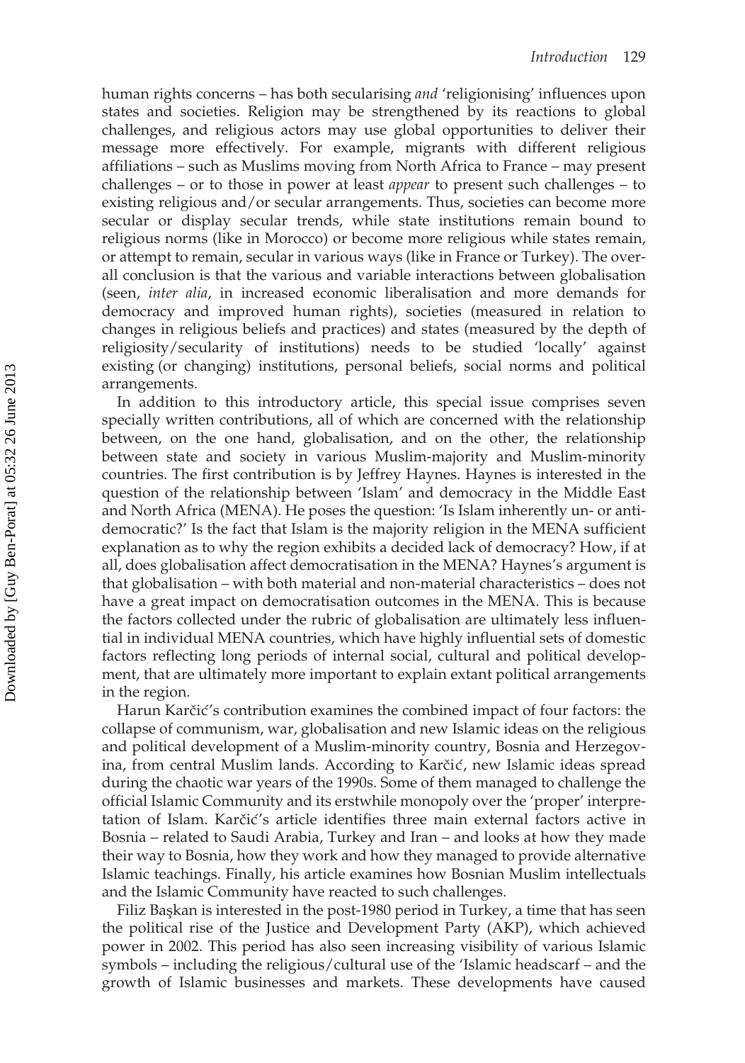human rights concerns – has both secularising *and* 'religionising' influences upon states and societies. Religion may be strengthened by its reactions to global challenges, and religious actors may use global opportunities to deliver their message more effectively. For example, migrants with different religious affiliations – such as Muslims moving from North Africa to France – may present challenges – or to those in power at least *appear* to present such challenges – to existing religious and/or secular arrangements. Thus, societies can become more secular or display secular trends, while state institutions remain bound to religious norms (like in Morocco) or become more religious while states remain, or attempt to remain, secular in various ways (like in France or Turkey). The overall conclusion is that the various and variable interactions between globalisation (seen, *inter alia*, in increased economic liberalisation and more demands for democracy and improved human rights), societies (measured in relation to changes in religious beliefs and practices) and states (measured by the depth of religiosity/secularity of institutions) needs to be studied 'locally' against existing (or changing) institutions, personal beliefs, social norms and political arrangements.

In addition to this introductory article, this special issue comprises seven specially written contributions, all of which are concerned with the relationship between, on the one hand, globalisation, and on the other, the relationship between state and society in various Muslim-majority and Muslim-minority countries. The first contribution is by Jeffrey Haynes. Haynes is interested in the question of the relationship between 'Islam' and democracy in the Middle East and North Africa (MENA). He poses the question: 'Is Islam inherently un- or anti-democratic?' Is the fact that Islam is the majority religion in the MENA sufficient explanation as to why the region exhibits a decided lack of democracy? How, if at all, does globalisation affect democratisation in the MENA? Haynes's argument is that globalisation – with both material and non-material characteristics – does not have a great impact on democratisation outcomes in the MENA. This is because the factors collected under the rubric of globalisation are ultimately less influential in individual MENA countries, which have highly influential sets of domestic factors reflecting long periods of internal social, cultural and political development, that are ultimately more important to explain extant political arrangements in the region.

Harun Karčić's contribution examines the combined impact of four factors: the collapse of communism, war, globalisation and new Islamic ideas on the religious and political development of a Muslim-minority country, Bosnia and Herzegovina, from central Muslim lands. According to Karčić, new Islamic ideas spread during the chaotic war years of the 1990s. Some of them managed to challenge the official Islamic Community and its erstwhile monopoly over the 'proper' interpretation of Islam. Karčić's article identifies three main external factors active in Bosnia – related to Saudi Arabia, Turkey and Iran – and looks at how they made their way to Bosnia, how they work and how they managed to provide alternative Islamic teachings. Finally, his article examines how Bosnian Muslim intellectuals and the Islamic Community have reacted to such challenges.

Filiz Başkan is interested in the post-1980 period in Turkey, a time that has seen the political rise of the Justice and Development Party (AKP), which achieved power in 2002. This period has also seen increasing visibility of various Islamic symbols – including the religious/cultural use of the 'Islamic headscarf – and the growth of Islamic businesses and markets. These developments have caused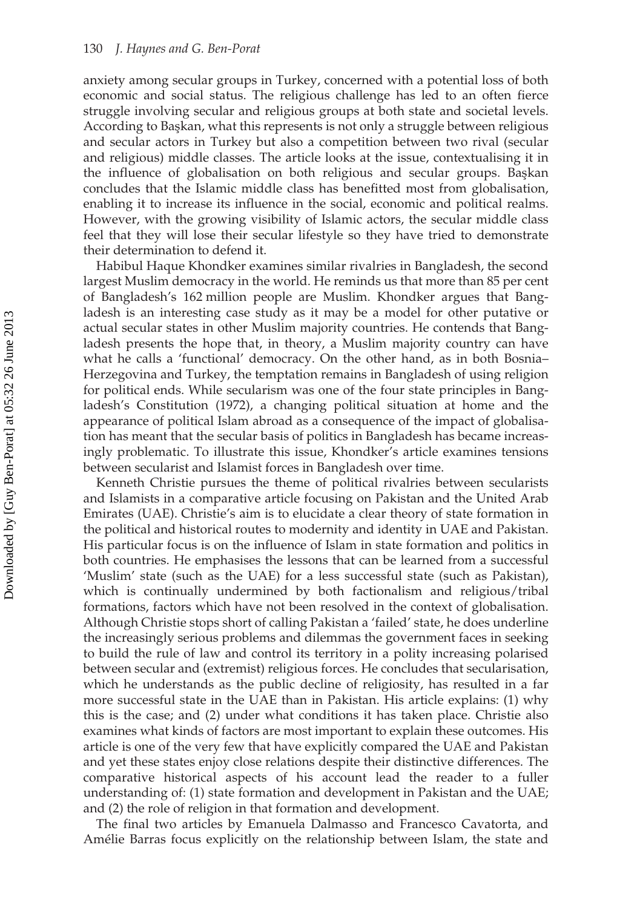anxiety among secular groups in Turkey, concerned with a potential loss of both economic and social status. The religious challenge has led to an often fierce struggle involving secular and religious groups at both state and societal levels. According to Başkan, what this represents is not only a struggle between religious and secular actors in Turkey but also a competition between two rival (secular and religious) middle classes. The article looks at the issue, contextualising it in the influence of globalisation on both religious and secular groups. Başkan concludes that the Islamic middle class has benefitted most from globalisation, enabling it to increase its influence in the social, economic and political realms. However, with the growing visibility of Islamic actors, the secular middle class feel that they will lose their secular lifestyle so they have tried to demonstrate their determination to defend it.

Habibul Haque Khondker examines similar rivalries in Bangladesh, the second largest Muslim democracy in the world. He reminds us that more than 85 per cent of Bangladesh's 162 million people are Muslim. Khondker argues that Bangladesh is an interesting case study as it may be a model for other putative or actual secular states in other Muslim majority countries. He contends that Bangladesh presents the hope that, in theory, a Muslim majority country can have what he calls a 'functional' democracy. On the other hand, as in both Bosnia–Herzegovina and Turkey, the temptation remains in Bangladesh of using religion for political ends. While secularism was one of the four state principles in Bangladesh's Constitution (1972), a changing political situation at home and the appearance of political Islam abroad as a consequence of the impact of globalisation has meant that the secular basis of politics in Bangladesh has became increasingly problematic. To illustrate this issue, Khondker's article examines tensions between secularist and Islamist forces in Bangladesh over time.

Kenneth Christie pursues the theme of political rivalries between secularists and Islamists in a comparative article focusing on Pakistan and the United Arab Emirates (UAE). Christie's aim is to elucidate a clear theory of state formation in the political and historical routes to modernity and identity in UAE and Pakistan. His particular focus is on the influence of Islam in state formation and politics in both countries. He emphasises the lessons that can be learned from a successful 'Muslim' state (such as the UAE) for a less successful state (such as Pakistan), which is continually undermined by both factionalism and religious/tribal formations, factors which have not been resolved in the context of globalisation. Although Christie stops short of calling Pakistan a 'failed' state, he does underline the increasingly serious problems and dilemmas the government faces in seeking to build the rule of law and control its territory in a polity increasing polarised between secular and (extremist) religious forces. He concludes that secularisation, which he understands as the public decline of religiosity, has resulted in a far more successful state in the UAE than in Pakistan. His article explains: (1) why this is the case; and (2) under what conditions it has taken place. Christie also examines what kinds of factors are most important to explain these outcomes. His article is one of the very few that have explicitly compared the UAE and Pakistan and yet these states enjoy close relations despite their distinctive differences. The comparative historical aspects of his account lead the reader to a fuller understanding of: (1) state formation and development in Pakistan and the UAE; and (2) the role of religion in that formation and development.

The final two articles by Emanuela Dalmasso and Francesco Cavatorta, and Amélie Barras focus explicitly on the relationship between Islam, the state and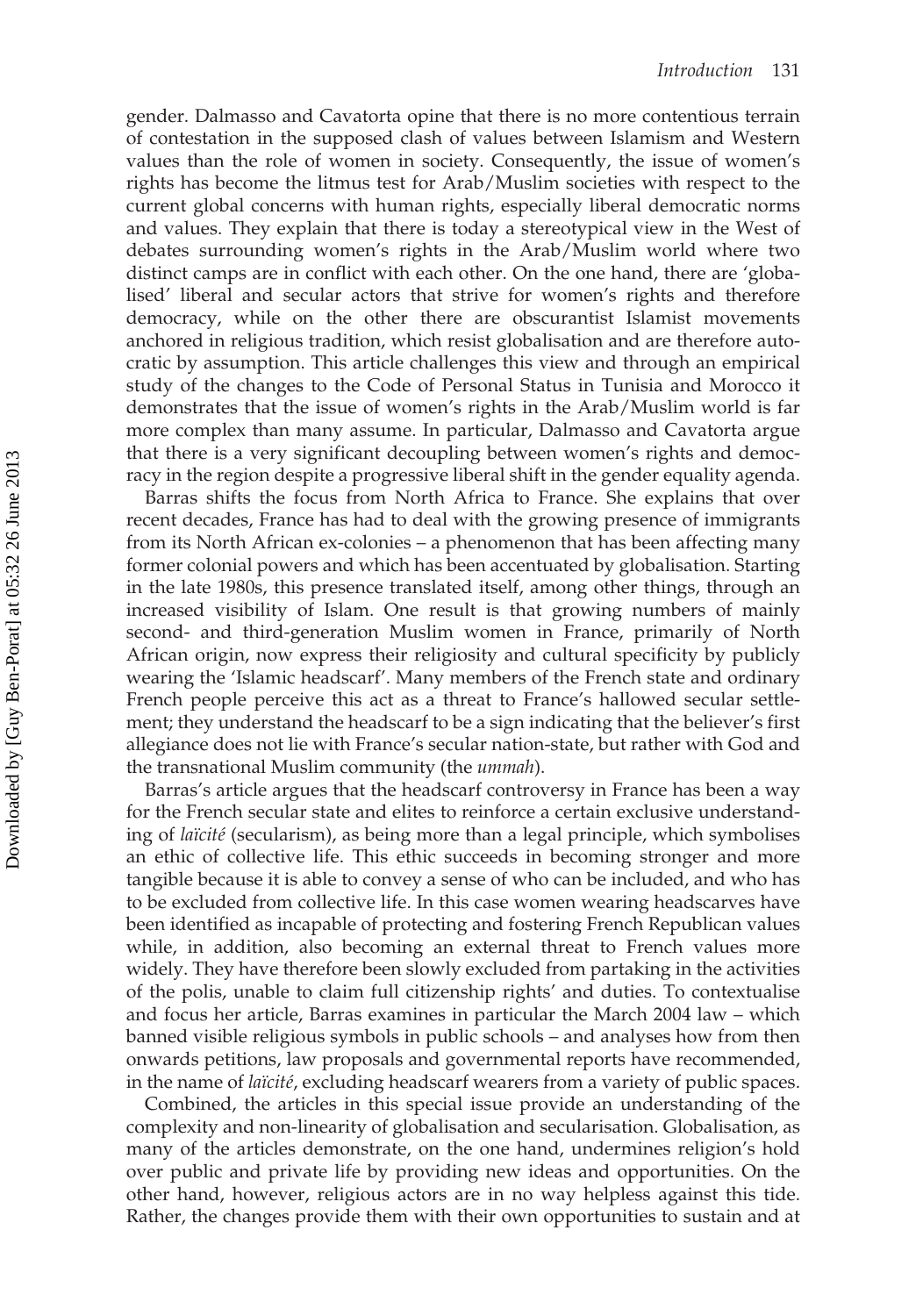gender. Dalmasso and Cavatorta opine that there is no more contentious terrain of contestation in the supposed clash of values between Islamism and Western values than the role of women in society. Consequently, the issue of women's rights has become the litmus test for Arab/Muslim societies with respect to the current global concerns with human rights, especially liberal democratic norms and values. They explain that there is today a stereotypical view in the West of debates surrounding women's rights in the Arab/Muslim world where two distinct camps are in conflict with each other. On the one hand, there are 'globalised' liberal and secular actors that strive for women's rights and therefore democracy, while on the other there are obscurantist Islamist movements anchored in religious tradition, which resist globalisation and are therefore autocratic by assumption. This article challenges this view and through an empirical study of the changes to the Code of Personal Status in Tunisia and Morocco it demonstrates that the issue of women's rights in the Arab/Muslim world is far more complex than many assume. In particular, Dalmasso and Cavatorta argue that there is a very significant decoupling between women's rights and democracy in the region despite a progressive liberal shift in the gender equality agenda.

Barras shifts the focus from North Africa to France. She explains that over recent decades, France has had to deal with the growing presence of immigrants from its North African ex-colonies – a phenomenon that has been affecting many former colonial powers and which has been accentuated by globalisation. Starting in the late 1980s, this presence translated itself, among other things, through an increased visibility of Islam. One result is that growing numbers of mainly second- and third-generation Muslim women in France, primarily of North African origin, now express their religiosity and cultural specificity by publicly wearing the 'Islamic headscarf'. Many members of the French state and ordinary French people perceive this act as a threat to France's hallowed secular settlement; they understand the headscarf to be a sign indicating that the believer's first allegiance does not lie with France's secular nation-state, but rather with God and the transnational Muslim community (the *ummah*).

Barras's article argues that the headscarf controversy in France has been a way for the French secular state and elites to reinforce a certain exclusive understanding of *laïcité* (secularism), as being more than a legal principle, which symbolises an ethic of collective life. This ethic succeeds in becoming stronger and more tangible because it is able to convey a sense of who can be included, and who has to be excluded from collective life. In this case women wearing headscarves have been identified as incapable of protecting and fostering French Republican values while, in addition, also becoming an external threat to French values more widely. They have therefore been slowly excluded from partaking in the activities of the polis, unable to claim full citizenship rights' and duties. To contextualise and focus her article, Barras examines in particular the March 2004 law – which banned visible religious symbols in public schools – and analyses how from then onwards petitions, law proposals and governmental reports have recommended, in the name of *laïcité*, excluding headscarf wearers from a variety of public spaces.

Combined, the articles in this special issue provide an understanding of the complexity and non-linearity of globalisation and secularisation. Globalisation, as many of the articles demonstrate, on the one hand, undermines religion's hold over public and private life by providing new ideas and opportunities. On the other hand, however, religious actors are in no way helpless against this tide. Rather, the changes provide them with their own opportunities to sustain and at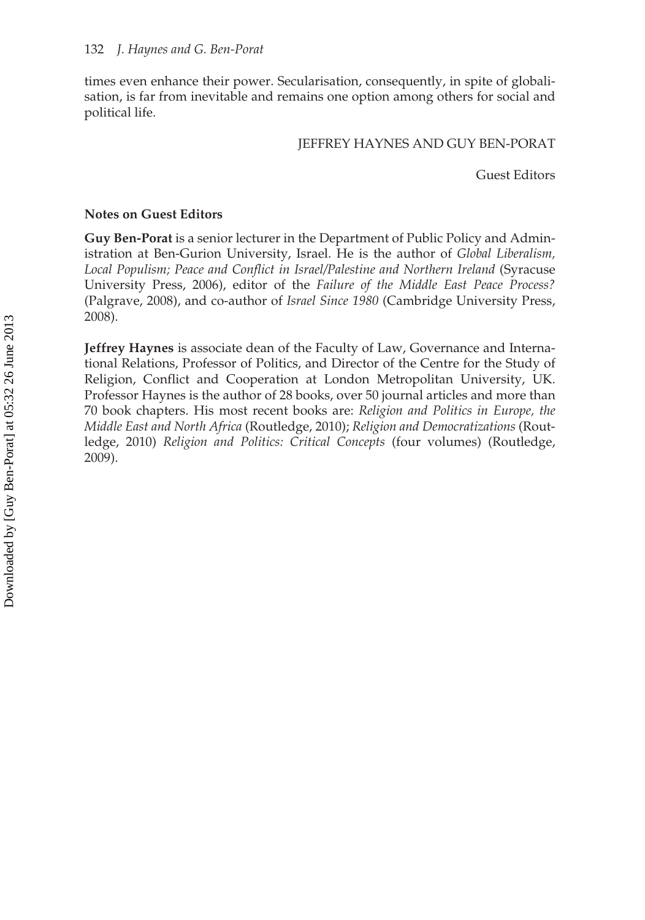times even enhance their power. Secularisation, consequently, in spite of globalisation, is far from inevitable and remains one option among others for social and political life.

JEFFREY HAYNES AND GUY BEN-PORAT

Guest Editors

**Notes on Guest Editors**

**Guy Ben-Porat** is a senior lecturer in the Department of Public Policy and Administration at Ben-Gurion University, Israel. He is the author of *Global Liberalism, Local Populism; Peace and Conflict in Israel/Palestine and Northern Ireland* (Syracuse University Press, 2006), editor of the *Failure of the Middle East Peace Process?* (Palgrave, 2008), and co-author of *Israel Since 1980* (Cambridge University Press, 2008).

**Jeffrey Haynes** is associate dean of the Faculty of Law, Governance and International Relations, Professor of Politics, and Director of the Centre for the Study of Religion, Conflict and Cooperation at London Metropolitan University, UK. Professor Haynes is the author of 28 books, over 50 journal articles and more than 70 book chapters. His most recent books are: *Religion and Politics in Europe, the Middle East and North Africa* (Routledge, 2010); *Religion and Democratizations* (Routledge, 2010) *Religion and Politics: Critical Concepts* (four volumes) (Routledge, 2009).